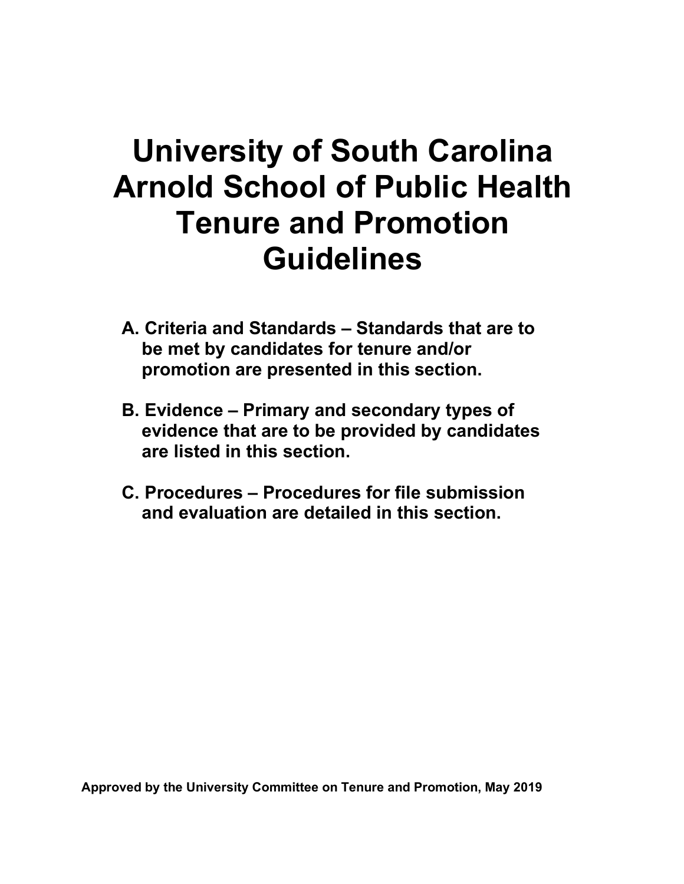# University of South Carolina Arnold School of Public Health Tenure and Promotion Guidelines

**A. Criteria and Standards – Standards that are to be met by candidates for tenure and/or promotion are presented in this section.**

**B. Evidence – Primary and secondary types of evidence that are to be provided by candidates are listed in this section.**

**C. Procedures – Procedures for file submission and evaluation are detailed in this section.**

**Approved by the University Committee on Tenure and Promotion, May 2019**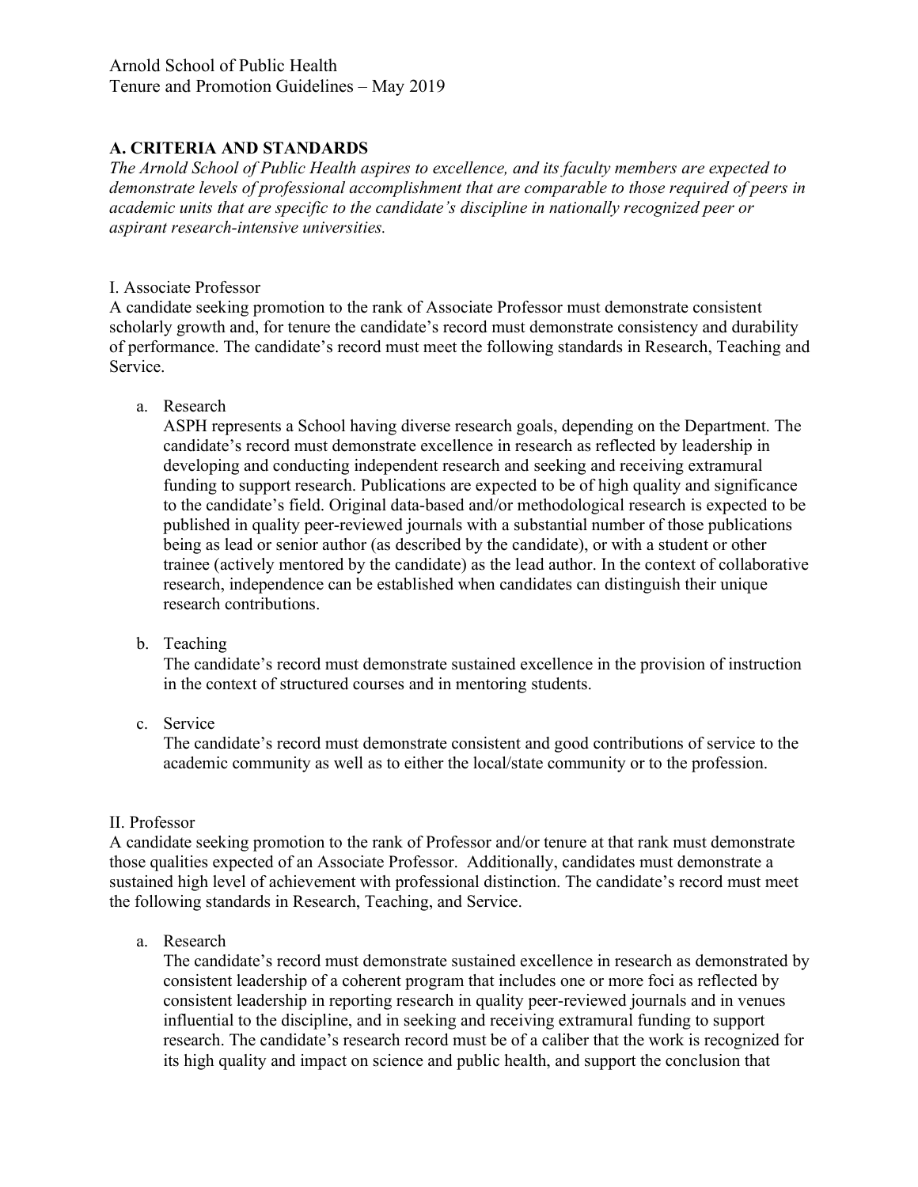Arnold School of Public Health
Tenure and Promotion Guidelines – May 2019

## A. CRITERIA AND STANDARDS

*The Arnold School of Public Health aspires to excellence, and its faculty members are expected to demonstrate levels of professional accomplishment that are comparable to those required of peers in academic units that are specific to the candidate's discipline in nationally recognized peer or aspirant research-intensive universities.*

### I. Associate Professor

A candidate seeking promotion to the rank of Associate Professor must demonstrate consistent scholarly growth and, for tenure the candidate's record must demonstrate consistency and durability of performance. The candidate's record must meet the following standards in Research, Teaching and Service.

a. Research

ASPH represents a School having diverse research goals, depending on the Department. The candidate's record must demonstrate excellence in research as reflected by leadership in developing and conducting independent research and seeking and receiving extramural funding to support research. Publications are expected to be of high quality and significance to the candidate's field. Original data-based and/or methodological research is expected to be published in quality peer-reviewed journals with a substantial number of those publications being as lead or senior author (as described by the candidate), or with a student or other trainee (actively mentored by the candidate) as the lead author. In the context of collaborative research, independence can be established when candidates can distinguish their unique research contributions.

b. Teaching

The candidate's record must demonstrate sustained excellence in the provision of instruction in the context of structured courses and in mentoring students.

c. Service

The candidate's record must demonstrate consistent and good contributions of service to the academic community as well as to either the local/state community or to the profession.

### II. Professor

A candidate seeking promotion to the rank of Professor and/or tenure at that rank must demonstrate those qualities expected of an Associate Professor. Additionally, candidates must demonstrate a sustained high level of achievement with professional distinction. The candidate's record must meet the following standards in Research, Teaching, and Service.

a. Research

The candidate's record must demonstrate sustained excellence in research as demonstrated by consistent leadership of a coherent program that includes one or more foci as reflected by consistent leadership in reporting research in quality peer-reviewed journals and in venues influential to the discipline, and in seeking and receiving extramural funding to support research. The candidate's research record must be of a caliber that the work is recognized for its high quality and impact on science and public health, and support the conclusion that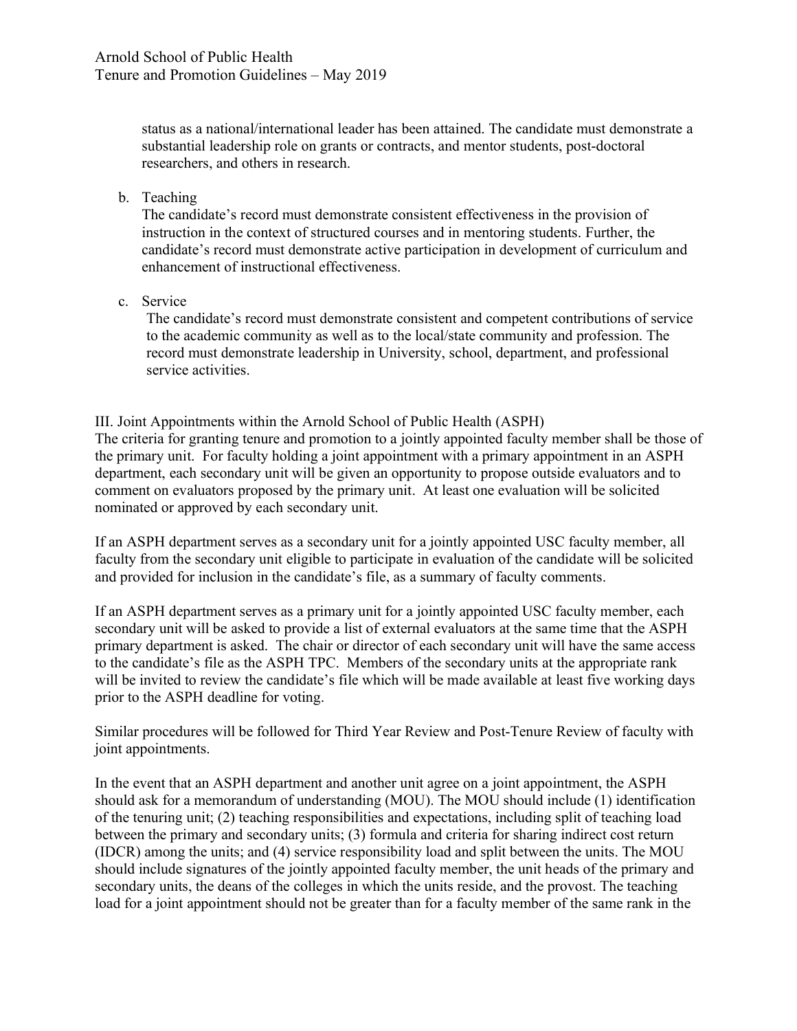status as a national/international leader has been attained. The candidate must demonstrate a substantial leadership role on grants or contracts, and mentor students, post-doctoral researchers, and others in research.

b. Teaching

The candidate's record must demonstrate consistent effectiveness in the provision of instruction in the context of structured courses and in mentoring students. Further, the candidate's record must demonstrate active participation in development of curriculum and enhancement of instructional effectiveness.

c. Service

The candidate's record must demonstrate consistent and competent contributions of service to the academic community as well as to the local/state community and profession. The record must demonstrate leadership in University, school, department, and professional service activities.

## III. Joint Appointments within the Arnold School of Public Health (ASPH)

The criteria for granting tenure and promotion to a jointly appointed faculty member shall be those of the primary unit. For faculty holding a joint appointment with a primary appointment in an ASPH department, each secondary unit will be given an opportunity to propose outside evaluators and to comment on evaluators proposed by the primary unit. At least one evaluation will be solicited nominated or approved by each secondary unit.

If an ASPH department serves as a secondary unit for a jointly appointed USC faculty member, all faculty from the secondary unit eligible to participate in evaluation of the candidate will be solicited and provided for inclusion in the candidate's file, as a summary of faculty comments.

If an ASPH department serves as a primary unit for a jointly appointed USC faculty member, each secondary unit will be asked to provide a list of external evaluators at the same time that the ASPH primary department is asked. The chair or director of each secondary unit will have the same access to the candidate's file as the ASPH TPC. Members of the secondary units at the appropriate rank will be invited to review the candidate's file which will be made available at least five working days prior to the ASPH deadline for voting.

Similar procedures will be followed for Third Year Review and Post-Tenure Review of faculty with joint appointments.

In the event that an ASPH department and another unit agree on a joint appointment, the ASPH should ask for a memorandum of understanding (MOU). The MOU should include (1) identification of the tenuring unit; (2) teaching responsibilities and expectations, including split of teaching load between the primary and secondary units; (3) formula and criteria for sharing indirect cost return (IDCR) among the units; and (4) service responsibility load and split between the units. The MOU should include signatures of the jointly appointed faculty member, the unit heads of the primary and secondary units, the deans of the colleges in which the units reside, and the provost. The teaching load for a joint appointment should not be greater than for a faculty member of the same rank in the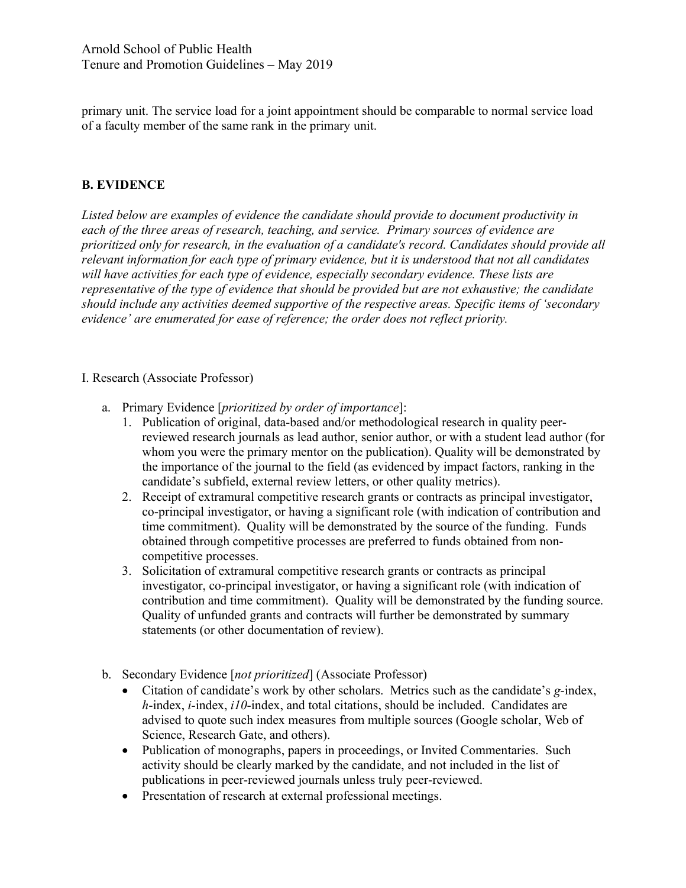primary unit. The service load for a joint appointment should be comparable to normal service load of a faculty member of the same rank in the primary unit.

## B. EVIDENCE

*Listed below are examples of evidence the candidate should provide to document productivity in each of the three areas of research, teaching, and service. Primary sources of evidence are prioritized only for research, in the evaluation of a candidate's record. Candidates should provide all relevant information for each type of primary evidence, but it is understood that not all candidates will have activities for each type of evidence, especially secondary evidence. These lists are representative of the type of evidence that should be provided but are not exhaustive; the candidate should include any activities deemed supportive of the respective areas. Specific items of 'secondary evidence' are enumerated for ease of reference; the order does not reflect priority.*

I. Research (Associate Professor)

a. Primary Evidence [*prioritized by order of importance*]:
   1. Publication of original, data-based and/or methodological research in quality peer-reviewed research journals as lead author, senior author, or with a student lead author (for whom you were the primary mentor on the publication). Quality will be demonstrated by the importance of the journal to the field (as evidenced by impact factors, ranking in the candidate's subfield, external review letters, or other quality metrics).
   2. Receipt of extramural competitive research grants or contracts as principal investigator, co-principal investigator, or having a significant role (with indication of contribution and time commitment). Quality will be demonstrated by the source of the funding. Funds obtained through competitive processes are preferred to funds obtained from non-competitive processes.
   3. Solicitation of extramural competitive research grants or contracts as principal investigator, co-principal investigator, or having a significant role (with indication of contribution and time commitment). Quality will be demonstrated by the funding source. Quality of unfunded grants and contracts will further be demonstrated by summary statements (or other documentation of review).

b. Secondary Evidence [*not prioritized*] (Associate Professor)
   - Citation of candidate's work by other scholars. Metrics such as the candidate's *g*-index, *h*-index, *i*-index, *i10*-index, and total citations, should be included. Candidates are advised to quote such index measures from multiple sources (Google scholar, Web of Science, Research Gate, and others).
   - Publication of monographs, papers in proceedings, or Invited Commentaries. Such activity should be clearly marked by the candidate, and not included in the list of publications in peer-reviewed journals unless truly peer-reviewed.
   - Presentation of research at external professional meetings.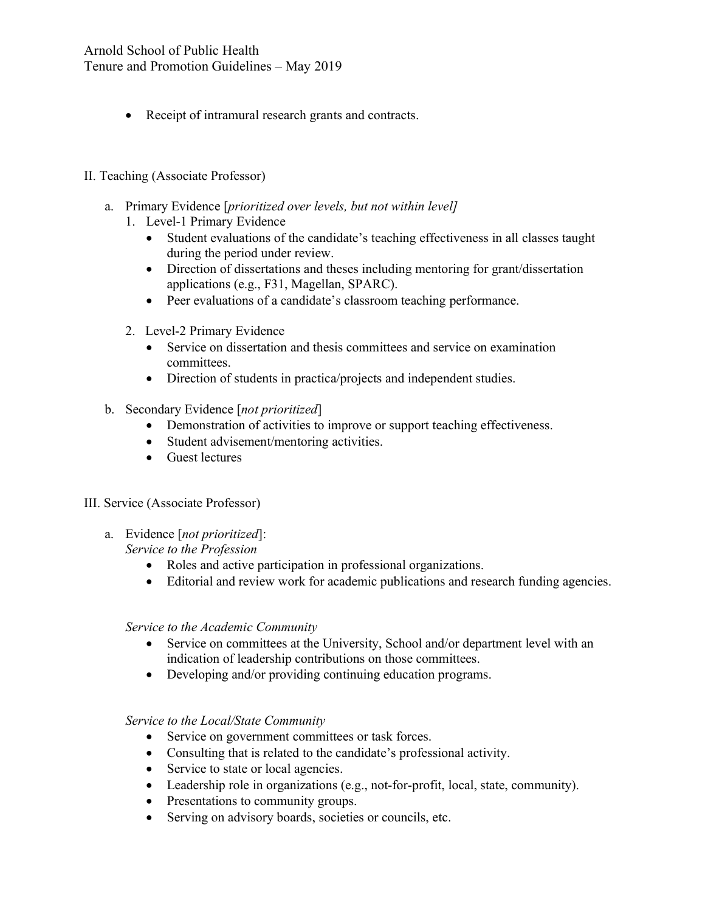- Receipt of intramural research grants and contracts.

## II. Teaching (Associate Professor)

a. Primary Evidence [*prioritized over levels, but not within level]*

1. Level-1 Primary Evidence
   - Student evaluations of the candidate's teaching effectiveness in all classes taught during the period under review.
   - Direction of dissertations and theses including mentoring for grant/dissertation applications (e.g., F31, Magellan, SPARC).
   - Peer evaluations of a candidate's classroom teaching performance.

2. Level-2 Primary Evidence
   - Service on dissertation and thesis committees and service on examination committees.
   - Direction of students in practica/projects and independent studies.

b. Secondary Evidence [*not prioritized*]

- Demonstration of activities to improve or support teaching effectiveness.
- Student advisement/mentoring activities.
- Guest lectures

## III. Service (Associate Professor)

a. Evidence [*not prioritized*]:

*Service to the Profession*

- Roles and active participation in professional organizations.
- Editorial and review work for academic publications and research funding agencies.

*Service to the Academic Community*

- Service on committees at the University, School and/or department level with an indication of leadership contributions on those committees.
- Developing and/or providing continuing education programs.

*Service to the Local/State Community*

- Service on government committees or task forces.
- Consulting that is related to the candidate's professional activity.
- Service to state or local agencies.
- Leadership role in organizations (e.g., not-for-profit, local, state, community).
- Presentations to community groups.
- Serving on advisory boards, societies or councils, etc.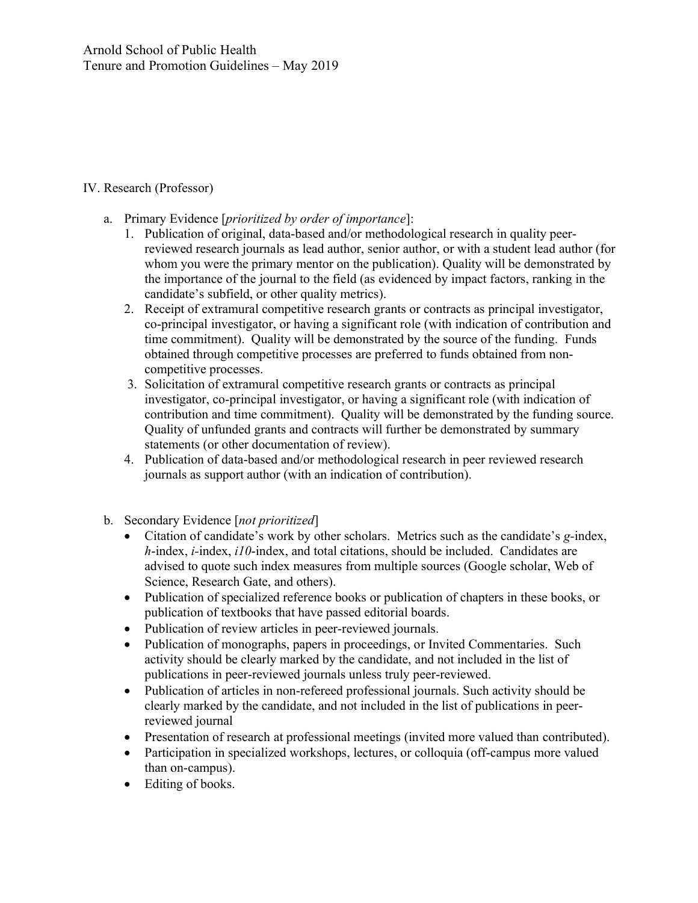IV. Research (Professor)

a. Primary Evidence [*prioritized by order of importance*]:
   1. Publication of original, data-based and/or methodological research in quality peer-reviewed research journals as lead author, senior author, or with a student lead author (for whom you were the primary mentor on the publication). Quality will be demonstrated by the importance of the journal to the field (as evidenced by impact factors, ranking in the candidate's subfield, or other quality metrics).
   2. Receipt of extramural competitive research grants or contracts as principal investigator, co-principal investigator, or having a significant role (with indication of contribution and time commitment). Quality will be demonstrated by the source of the funding. Funds obtained through competitive processes are preferred to funds obtained from non-competitive processes.
   3. Solicitation of extramural competitive research grants or contracts as principal investigator, co-principal investigator, or having a significant role (with indication of contribution and time commitment). Quality will be demonstrated by the funding source. Quality of unfunded grants and contracts will further be demonstrated by summary statements (or other documentation of review).
   4. Publication of data-based and/or methodological research in peer reviewed research journals as support author (with an indication of contribution).

b. Secondary Evidence [*not prioritized*]
   - Citation of candidate's work by other scholars. Metrics such as the candidate's *g*-index, *h*-index, *i*-index, *i10*-index, and total citations, should be included. Candidates are advised to quote such index measures from multiple sources (Google scholar, Web of Science, Research Gate, and others).
   - Publication of specialized reference books or publication of chapters in these books, or publication of textbooks that have passed editorial boards.
   - Publication of review articles in peer-reviewed journals.
   - Publication of monographs, papers in proceedings, or Invited Commentaries. Such activity should be clearly marked by the candidate, and not included in the list of publications in peer-reviewed journals unless truly peer-reviewed.
   - Publication of articles in non-refereed professional journals. Such activity should be clearly marked by the candidate, and not included in the list of publications in peer-reviewed journal
   - Presentation of research at professional meetings (invited more valued than contributed).
   - Participation in specialized workshops, lectures, or colloquia (off-campus more valued than on-campus).
   - Editing of books.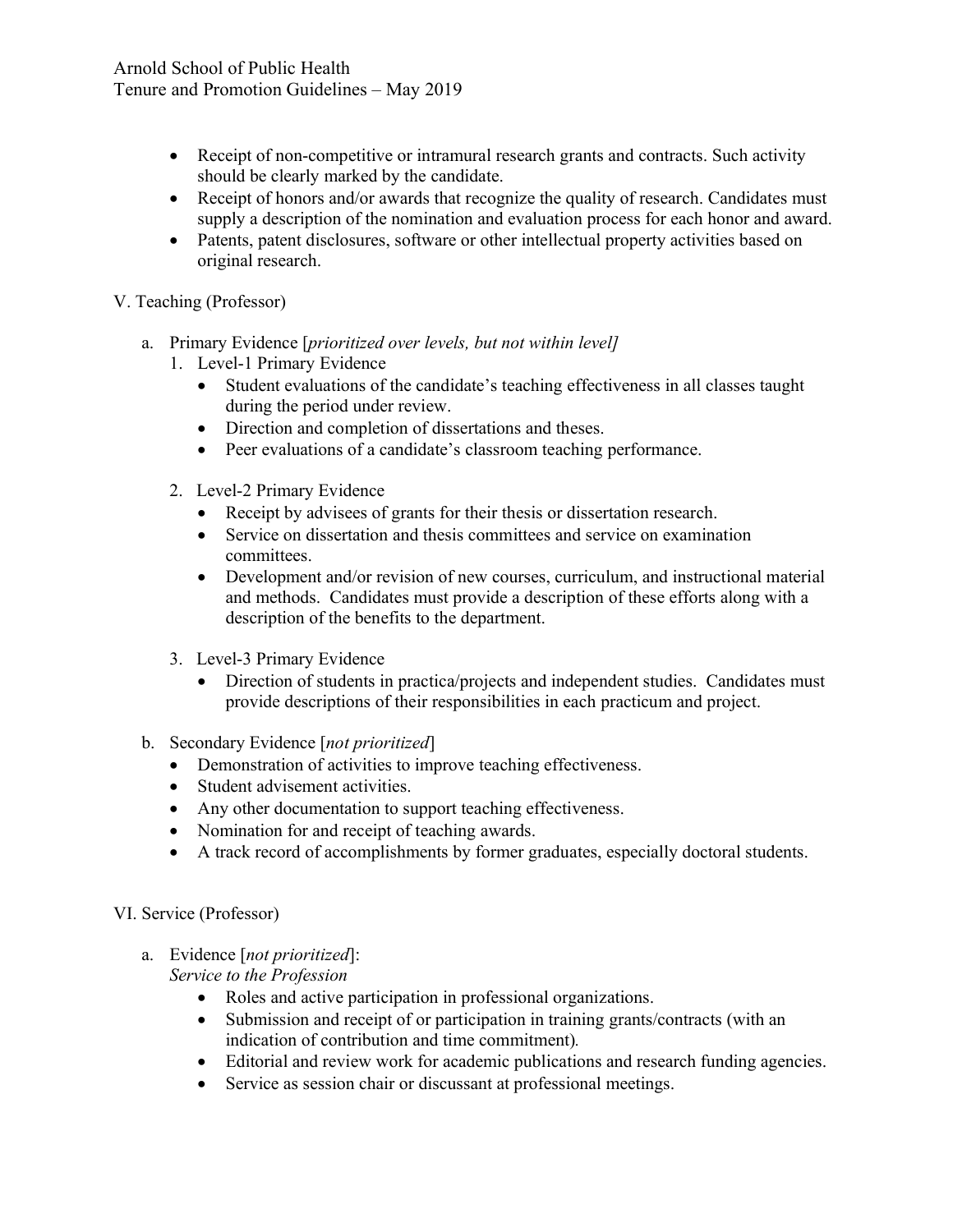- Receipt of non-competitive or intramural research grants and contracts. Such activity should be clearly marked by the candidate.
- Receipt of honors and/or awards that recognize the quality of research. Candidates must supply a description of the nomination and evaluation process for each honor and award.
- Patents, patent disclosures, software or other intellectual property activities based on original research.

## V. Teaching (Professor)

a. Primary Evidence [*prioritized over levels, but not within level]*

1. Level-1 Primary Evidence
    - Student evaluations of the candidate's teaching effectiveness in all classes taught during the period under review.
    - Direction and completion of dissertations and theses.
    - Peer evaluations of a candidate's classroom teaching performance.

2. Level-2 Primary Evidence
    - Receipt by advisees of grants for their thesis or dissertation research.
    - Service on dissertation and thesis committees and service on examination committees.
    - Development and/or revision of new courses, curriculum, and instructional material and methods. Candidates must provide a description of these efforts along with a description of the benefits to the department.

3. Level-3 Primary Evidence
    - Direction of students in practica/projects and independent studies. Candidates must provide descriptions of their responsibilities in each practicum and project.

b. Secondary Evidence [*not prioritized*]

- Demonstration of activities to improve teaching effectiveness.
- Student advisement activities.
- Any other documentation to support teaching effectiveness.
- Nomination for and receipt of teaching awards.
- A track record of accomplishments by former graduates, especially doctoral students.

## VI. Service (Professor)

a. Evidence [*not prioritized*]:
*Service to the Profession*

- Roles and active participation in professional organizations.
- Submission and receipt of or participation in training grants/contracts (with an indication of contribution and time commitment).
- Editorial and review work for academic publications and research funding agencies.
- Service as session chair or discussant at professional meetings.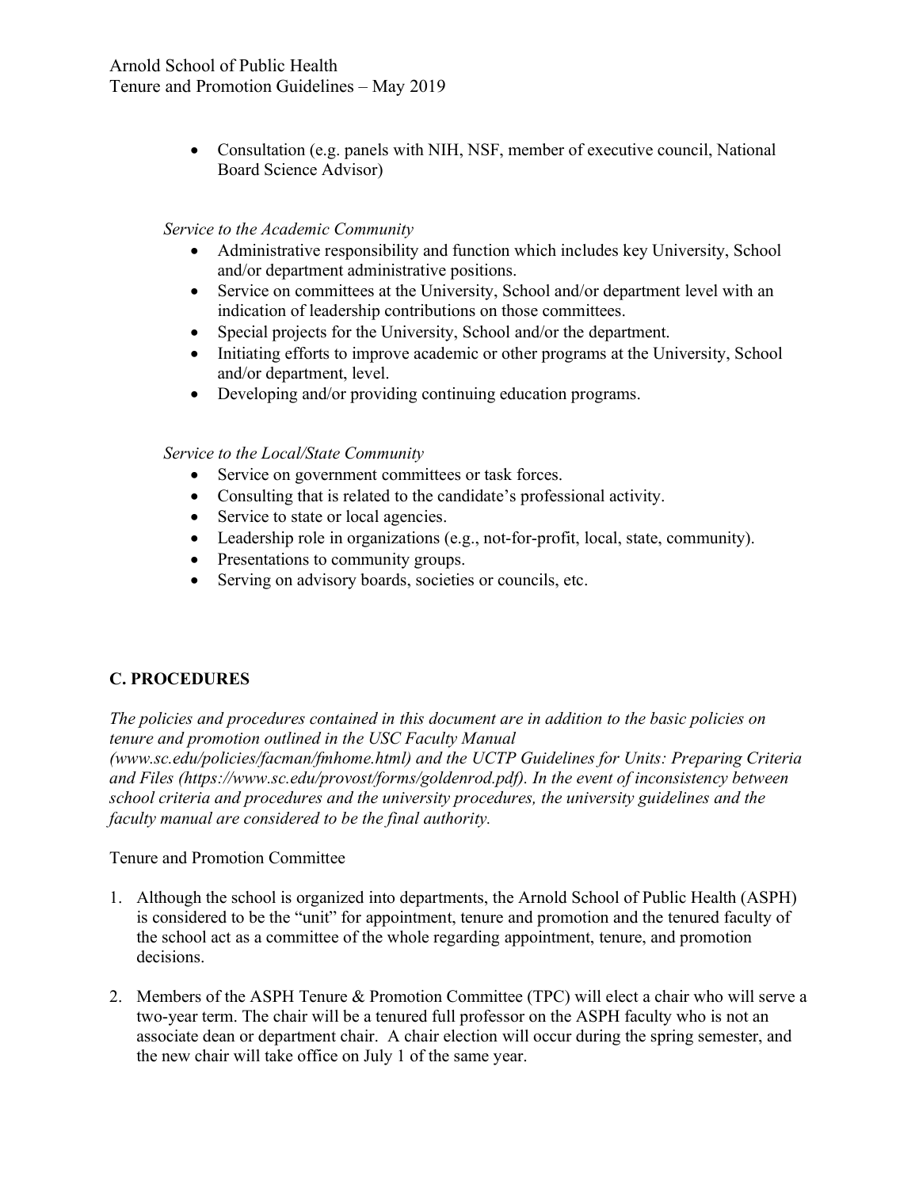- Consultation (e.g. panels with NIH, NSF, member of executive council, National Board Science Advisor)

*Service to the Academic Community*

- Administrative responsibility and function which includes key University, School and/or department administrative positions.
- Service on committees at the University, School and/or department level with an indication of leadership contributions on those committees.
- Special projects for the University, School and/or the department.
- Initiating efforts to improve academic or other programs at the University, School and/or department, level.
- Developing and/or providing continuing education programs.

*Service to the Local/State Community*

- Service on government committees or task forces.
- Consulting that is related to the candidate's professional activity.
- Service to state or local agencies.
- Leadership role in organizations (e.g., not-for-profit, local, state, community).
- Presentations to community groups.
- Serving on advisory boards, societies or councils, etc.

## C. PROCEDURES

*The policies and procedures contained in this document are in addition to the basic policies on tenure and promotion outlined in the USC Faculty Manual (www.sc.edu/policies/facman/fmhome.html) and the UCTP Guidelines for Units: Preparing Criteria and Files (https://www.sc.edu/provost/forms/goldenrod.pdf). In the event of inconsistency between school criteria and procedures and the university procedures, the university guidelines and the faculty manual are considered to be the final authority.*

Tenure and Promotion Committee

1. Although the school is organized into departments, the Arnold School of Public Health (ASPH) is considered to be the "unit" for appointment, tenure and promotion and the tenured faculty of the school act as a committee of the whole regarding appointment, tenure, and promotion decisions.
2. Members of the ASPH Tenure & Promotion Committee (TPC) will elect a chair who will serve a two-year term. The chair will be a tenured full professor on the ASPH faculty who is not an associate dean or department chair. A chair election will occur during the spring semester, and the new chair will take office on July 1 of the same year.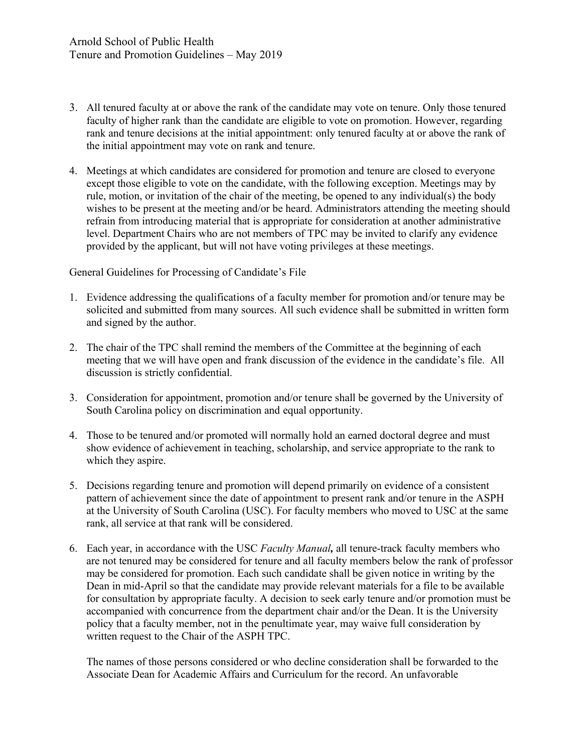3. All tenured faculty at or above the rank of the candidate may vote on tenure. Only those tenured faculty of higher rank than the candidate are eligible to vote on promotion. However, regarding rank and tenure decisions at the initial appointment: only tenured faculty at or above the rank of the initial appointment may vote on rank and tenure.

4. Meetings at which candidates are considered for promotion and tenure are closed to everyone except those eligible to vote on the candidate, with the following exception. Meetings may by rule, motion, or invitation of the chair of the meeting, be opened to any individual(s) the body wishes to be present at the meeting and/or be heard. Administrators attending the meeting should refrain from introducing material that is appropriate for consideration at another administrative level. Department Chairs who are not members of TPC may be invited to clarify any evidence provided by the applicant, but will not have voting privileges at these meetings.

General Guidelines for Processing of Candidate's File

1. Evidence addressing the qualifications of a faculty member for promotion and/or tenure may be solicited and submitted from many sources. All such evidence shall be submitted in written form and signed by the author.

2. The chair of the TPC shall remind the members of the Committee at the beginning of each meeting that we will have open and frank discussion of the evidence in the candidate's file. All discussion is strictly confidential.

3. Consideration for appointment, promotion and/or tenure shall be governed by the University of South Carolina policy on discrimination and equal opportunity.

4. Those to be tenured and/or promoted will normally hold an earned doctoral degree and must show evidence of achievement in teaching, scholarship, and service appropriate to the rank to which they aspire.

5. Decisions regarding tenure and promotion will depend primarily on evidence of a consistent pattern of achievement since the date of appointment to present rank and/or tenure in the ASPH at the University of South Carolina (USC). For faculty members who moved to USC at the same rank, all service at that rank will be considered.

6. Each year, in accordance with the USC *Faculty Manual,* all tenure-track faculty members who are not tenured may be considered for tenure and all faculty members below the rank of professor may be considered for promotion. Each such candidate shall be given notice in writing by the Dean in mid-April so that the candidate may provide relevant materials for a file to be available for consultation by appropriate faculty. A decision to seek early tenure and/or promotion must be accompanied with concurrence from the department chair and/or the Dean. It is the University policy that a faculty member, not in the penultimate year, may waive full consideration by written request to the Chair of the ASPH TPC.

   The names of those persons considered or who decline consideration shall be forwarded to the Associate Dean for Academic Affairs and Curriculum for the record. An unfavorable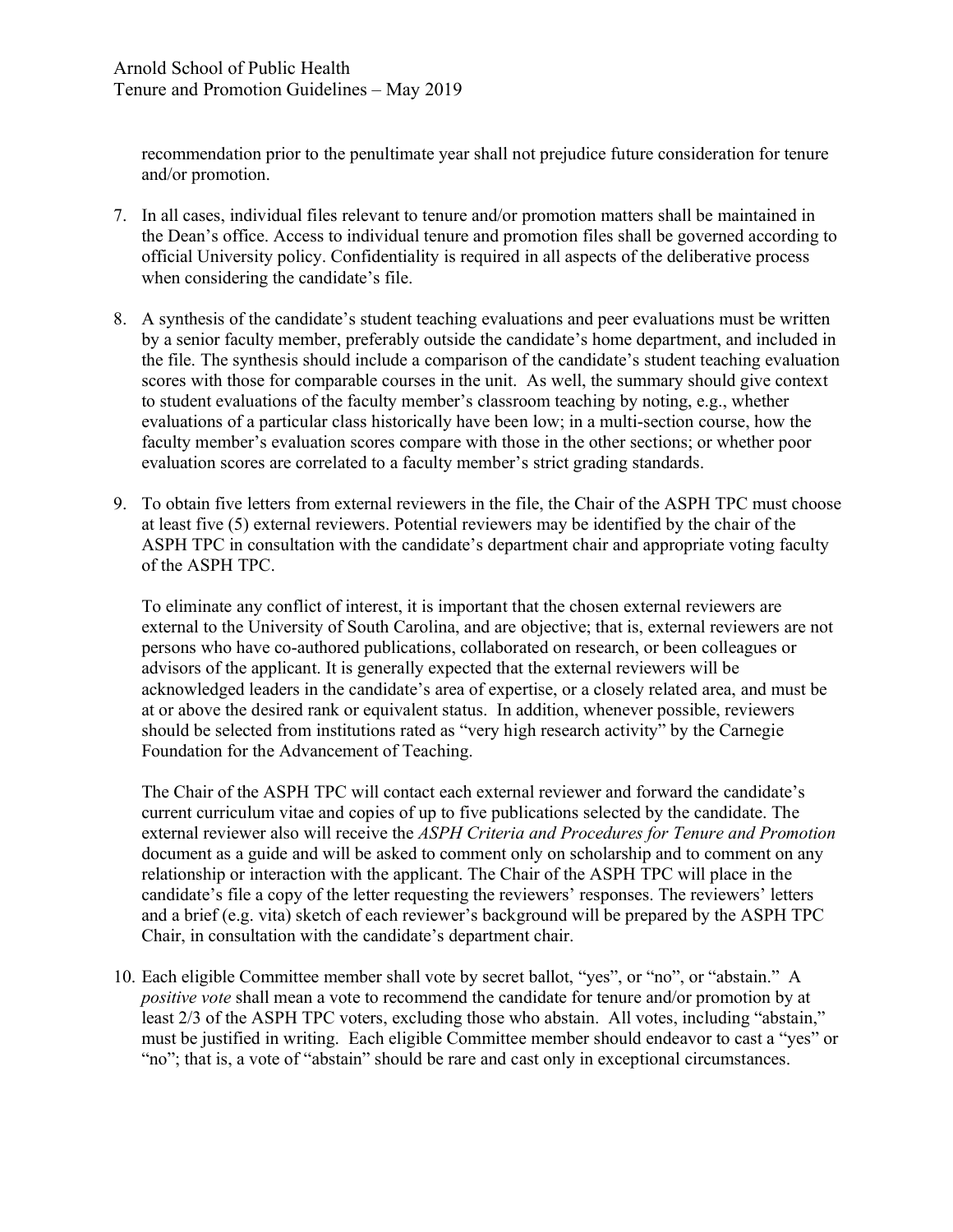recommendation prior to the penultimate year shall not prejudice future consideration for tenure and/or promotion.

7. In all cases, individual files relevant to tenure and/or promotion matters shall be maintained in the Dean's office. Access to individual tenure and promotion files shall be governed according to official University policy. Confidentiality is required in all aspects of the deliberative process when considering the candidate's file.

8. A synthesis of the candidate's student teaching evaluations and peer evaluations must be written by a senior faculty member, preferably outside the candidate's home department, and included in the file. The synthesis should include a comparison of the candidate's student teaching evaluation scores with those for comparable courses in the unit. As well, the summary should give context to student evaluations of the faculty member's classroom teaching by noting, e.g., whether evaluations of a particular class historically have been low; in a multi-section course, how the faculty member's evaluation scores compare with those in the other sections; or whether poor evaluation scores are correlated to a faculty member's strict grading standards.

9. To obtain five letters from external reviewers in the file, the Chair of the ASPH TPC must choose at least five (5) external reviewers. Potential reviewers may be identified by the chair of the ASPH TPC in consultation with the candidate's department chair and appropriate voting faculty of the ASPH TPC.

   To eliminate any conflict of interest, it is important that the chosen external reviewers are external to the University of South Carolina, and are objective; that is, external reviewers are not persons who have co-authored publications, collaborated on research, or been colleagues or advisors of the applicant. It is generally expected that the external reviewers will be acknowledged leaders in the candidate's area of expertise, or a closely related area, and must be at or above the desired rank or equivalent status. In addition, whenever possible, reviewers should be selected from institutions rated as "very high research activity" by the Carnegie Foundation for the Advancement of Teaching.

   The Chair of the ASPH TPC will contact each external reviewer and forward the candidate's current curriculum vitae and copies of up to five publications selected by the candidate. The external reviewer also will receive the *ASPH Criteria and Procedures for Tenure and Promotion* document as a guide and will be asked to comment only on scholarship and to comment on any relationship or interaction with the applicant. The Chair of the ASPH TPC will place in the candidate's file a copy of the letter requesting the reviewers' responses. The reviewers' letters and a brief (e.g. vita) sketch of each reviewer's background will be prepared by the ASPH TPC Chair, in consultation with the candidate's department chair.

10. Each eligible Committee member shall vote by secret ballot, "yes", or "no", or "abstain." A *positive vote* shall mean a vote to recommend the candidate for tenure and/or promotion by at least 2/3 of the ASPH TPC voters, excluding those who abstain. All votes, including "abstain," must be justified in writing. Each eligible Committee member should endeavor to cast a "yes" or "no"; that is, a vote of "abstain" should be rare and cast only in exceptional circumstances.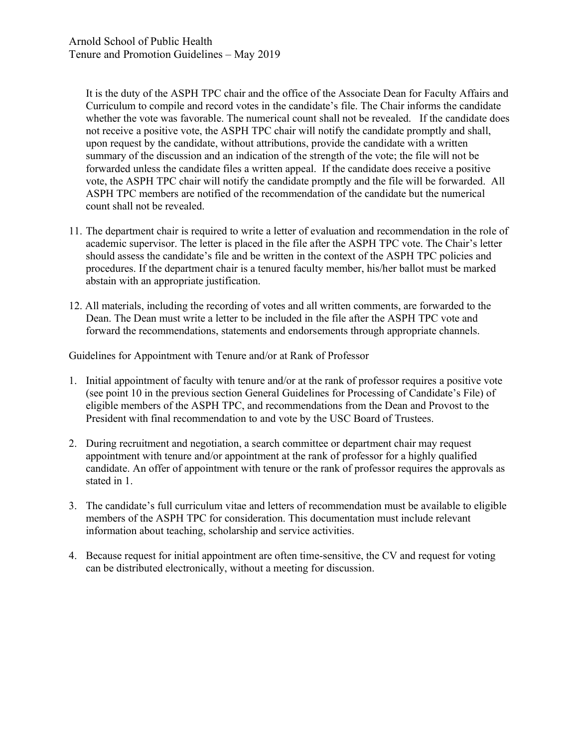It is the duty of the ASPH TPC chair and the office of the Associate Dean for Faculty Affairs and Curriculum to compile and record votes in the candidate's file. The Chair informs the candidate whether the vote was favorable. The numerical count shall not be revealed. If the candidate does not receive a positive vote, the ASPH TPC chair will notify the candidate promptly and shall, upon request by the candidate, without attributions, provide the candidate with a written summary of the discussion and an indication of the strength of the vote; the file will not be forwarded unless the candidate files a written appeal. If the candidate does receive a positive vote, the ASPH TPC chair will notify the candidate promptly and the file will be forwarded. All ASPH TPC members are notified of the recommendation of the candidate but the numerical count shall not be revealed.

11. The department chair is required to write a letter of evaluation and recommendation in the role of academic supervisor. The letter is placed in the file after the ASPH TPC vote. The Chair's letter should assess the candidate's file and be written in the context of the ASPH TPC policies and procedures. If the department chair is a tenured faculty member, his/her ballot must be marked abstain with an appropriate justification.

12. All materials, including the recording of votes and all written comments, are forwarded to the Dean. The Dean must write a letter to be included in the file after the ASPH TPC vote and forward the recommendations, statements and endorsements through appropriate channels.

Guidelines for Appointment with Tenure and/or at Rank of Professor

1. Initial appointment of faculty with tenure and/or at the rank of professor requires a positive vote (see point 10 in the previous section General Guidelines for Processing of Candidate's File) of eligible members of the ASPH TPC, and recommendations from the Dean and Provost to the President with final recommendation to and vote by the USC Board of Trustees.

2. During recruitment and negotiation, a search committee or department chair may request appointment with tenure and/or appointment at the rank of professor for a highly qualified candidate. An offer of appointment with tenure or the rank of professor requires the approvals as stated in 1.

3. The candidate's full curriculum vitae and letters of recommendation must be available to eligible members of the ASPH TPC for consideration. This documentation must include relevant information about teaching, scholarship and service activities.

4. Because request for initial appointment are often time-sensitive, the CV and request for voting can be distributed electronically, without a meeting for discussion.